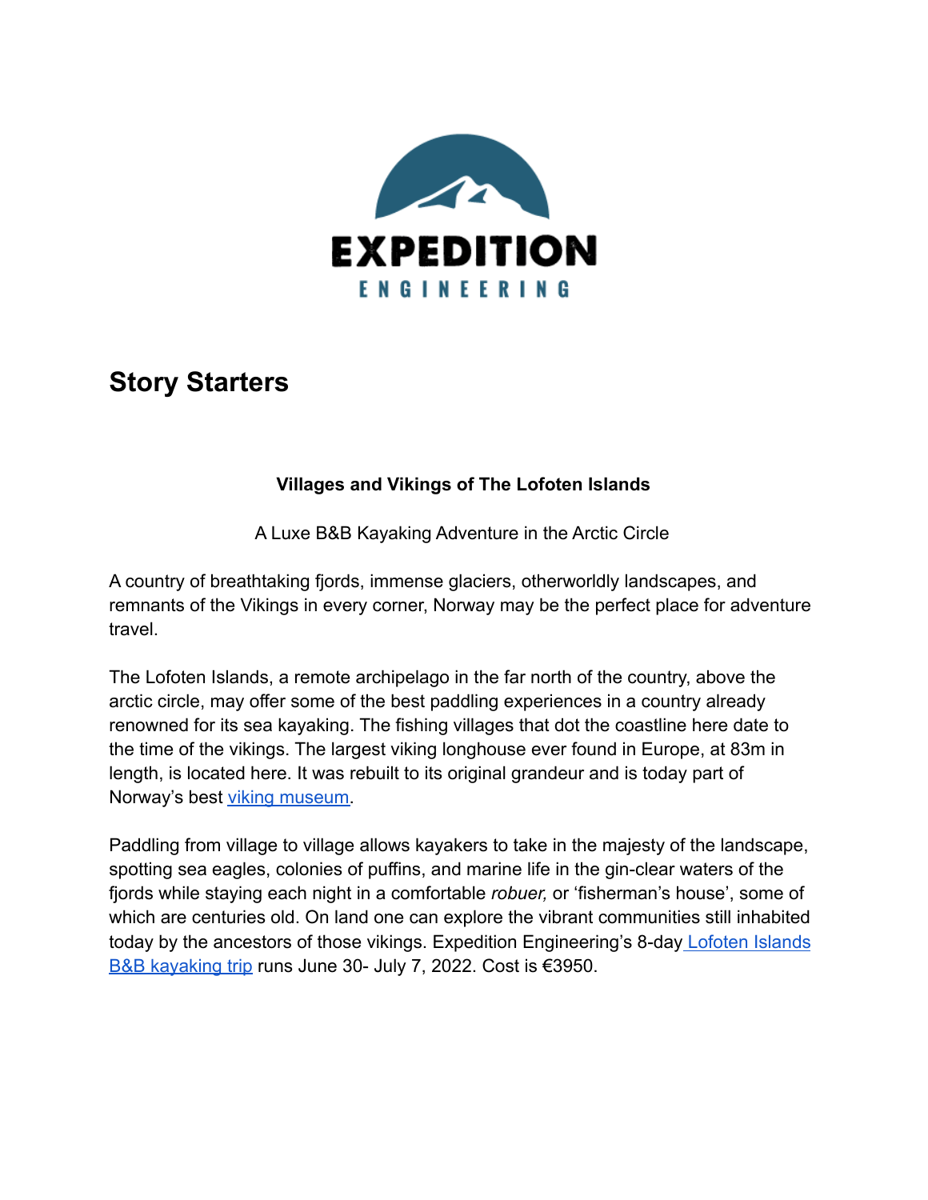# Story Starters

**Villages and Vikings of The Lofoten Islands**

A Luxe B&B Kayaking Adventure in the Arctic Circle

A country of breathtaking fjords, immense glaciers, otherworldly landscapes, and remnants of the Vikings in every corner, Norway may be the perfect place for adventure travel.

The Lofoten Islands, a remote archipelago in the far north of the country, above the arctic circle, may offer some of the best paddling experiences in a country already renowned for its sea kayaking. The fishing villages that dot the coastline here date to the time of the vikings. The largest viking longhouse ever found in Europe, at 83m in length, is located here. It was rebuilt to its original grandeur and is today part of Norway's best viking museum.

Paddling from village to village allows kayakers to take in the majesty of the landscape, spotting sea eagles, colonies of puffins, and marine life in the gin-clear waters of the fjords while staying each night in a comfortable *robuer,* or 'fisherman's house', some of which are centuries old. On land one can explore the vibrant communities still inhabited today by the ancestors of those vikings. Expedition Engineering's 8-day Lofoten Islands B&B kayaking trip runs June 30- July 7, 2022. Cost is €3950.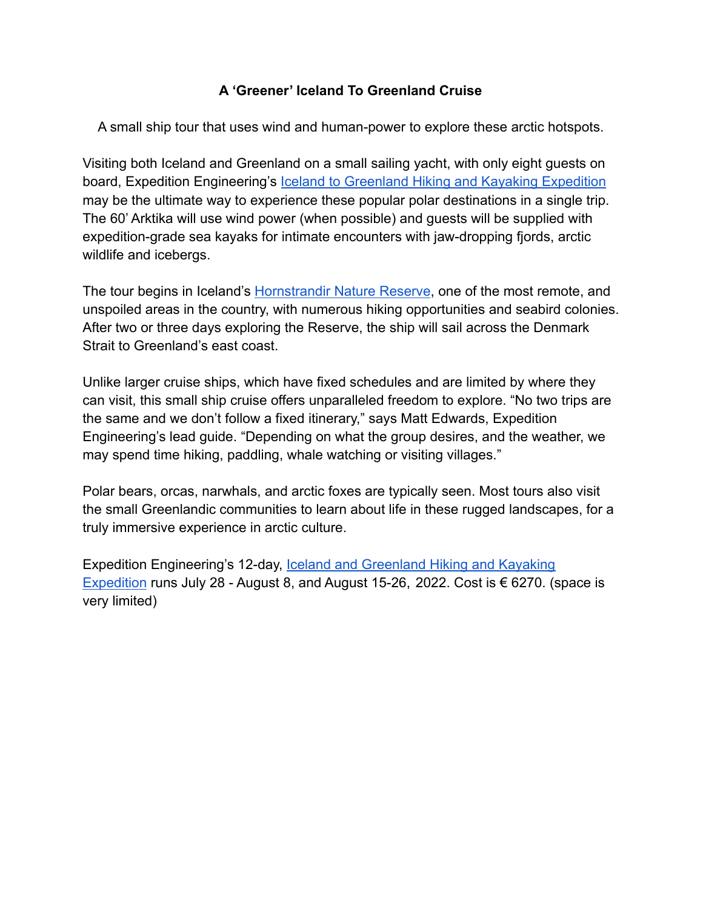**A 'Greener' Iceland To Greenland Cruise**

A small ship tour that uses wind and human-power to explore these arctic hotspots.

Visiting both Iceland and Greenland on a small sailing yacht, with only eight guests on board, Expedition Engineering's Iceland to Greenland Hiking and Kayaking Expedition may be the ultimate way to experience these popular polar destinations in a single trip. The 60' Arktika will use wind power (when possible) and guests will be supplied with expedition-grade sea kayaks for intimate encounters with jaw-dropping fjords, arctic wildlife and icebergs.

The tour begins in Iceland's Hornstrandir Nature Reserve, one of the most remote, and unspoiled areas in the country, with numerous hiking opportunities and seabird colonies. After two or three days exploring the Reserve, the ship will sail across the Denmark Strait to Greenland's east coast.

Unlike larger cruise ships, which have fixed schedules and are limited by where they can visit, this small ship cruise offers unparalleled freedom to explore. "No two trips are the same and we don't follow a fixed itinerary," says Matt Edwards, Expedition Engineering's lead guide. "Depending on what the group desires, and the weather, we may spend time hiking, paddling, whale watching or visiting villages."

Polar bears, orcas, narwhals, and arctic foxes are typically seen. Most tours also visit the small Greenlandic communities to learn about life in these rugged landscapes, for a truly immersive experience in arctic culture.

Expedition Engineering's 12-day, Iceland and Greenland Hiking and Kayaking Expedition runs July 28 - August 8, and August 15-26, 2022. Cost is € 6270. (space is very limited)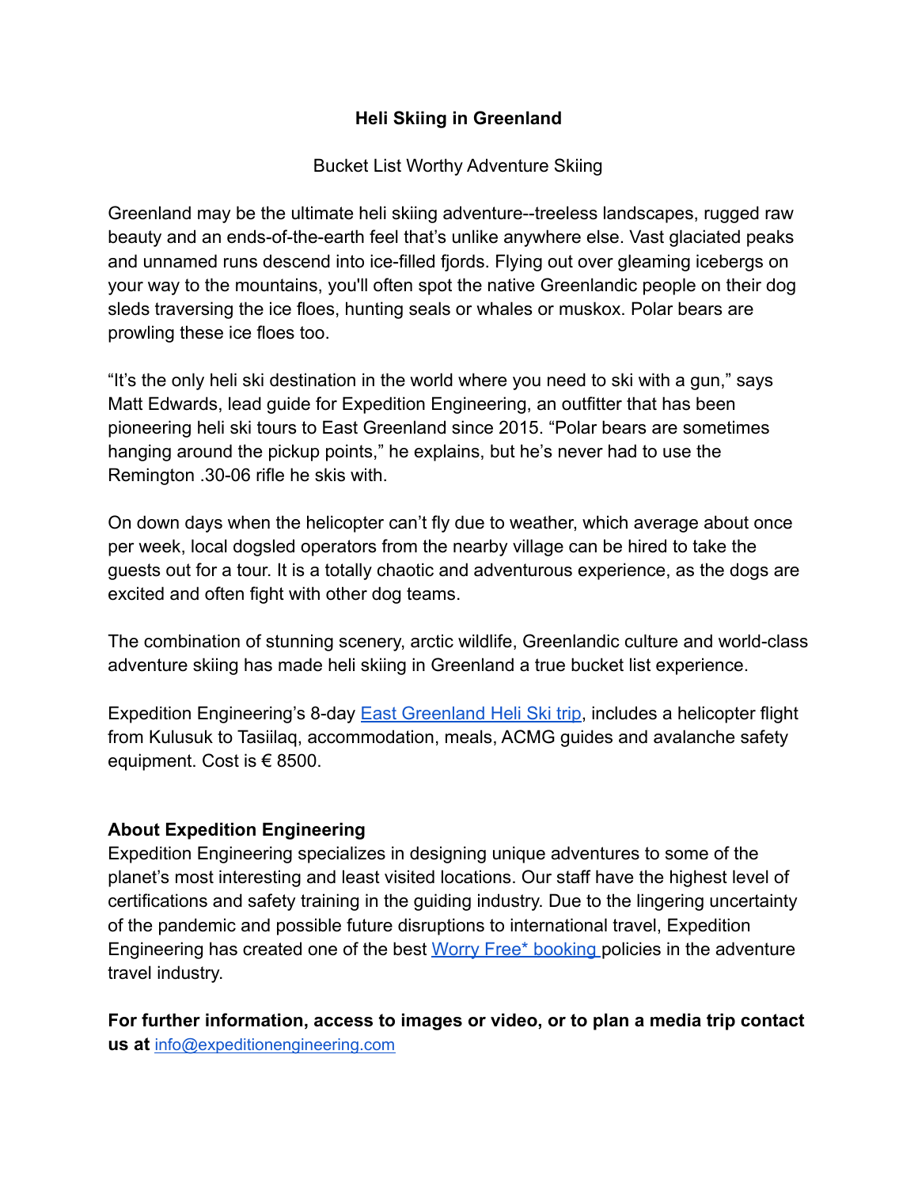# Heli Skiing in Greenland

Bucket List Worthy Adventure Skiing

Greenland may be the ultimate heli skiing adventure--treeless landscapes, rugged raw beauty and an ends-of-the-earth feel that's unlike anywhere else. Vast glaciated peaks and unnamed runs descend into ice-filled fjords. Flying out over gleaming icebergs on your way to the mountains, you'll often spot the native Greenlandic people on their dog sleds traversing the ice floes, hunting seals or whales or muskox. Polar bears are prowling these ice floes too.

"It's the only heli ski destination in the world where you need to ski with a gun," says Matt Edwards, lead guide for Expedition Engineering, an outfitter that has been pioneering heli ski tours to East Greenland since 2015. "Polar bears are sometimes hanging around the pickup points," he explains, but he's never had to use the Remington .30-06 rifle he skis with.

On down days when the helicopter can't fly due to weather, which average about once per week, local dogsled operators from the nearby village can be hired to take the guests out for a tour. It is a totally chaotic and adventurous experience, as the dogs are excited and often fight with other dog teams.

The combination of stunning scenery, arctic wildlife, Greenlandic culture and world-class adventure skiing has made heli skiing in Greenland a true bucket list experience.

Expedition Engineering's 8-day [East Greenland Heli Ski trip](), includes a helicopter flight from Kulusuk to Tasiilaq, accommodation, meals, ACMG guides and avalanche safety equipment. Cost is € 8500.

**About Expedition Engineering**

Expedition Engineering specializes in designing unique adventures to some of the planet's most interesting and least visited locations. Our staff have the highest level of certifications and safety training in the guiding industry. Due to the lingering uncertainty of the pandemic and possible future disruptions to international travel, Expedition Engineering has created one of the best [Worry Free* booking]() policies in the adventure travel industry.

**For further information, access to images or video, or to plan a media trip contact us at** info@expeditionengineering.com